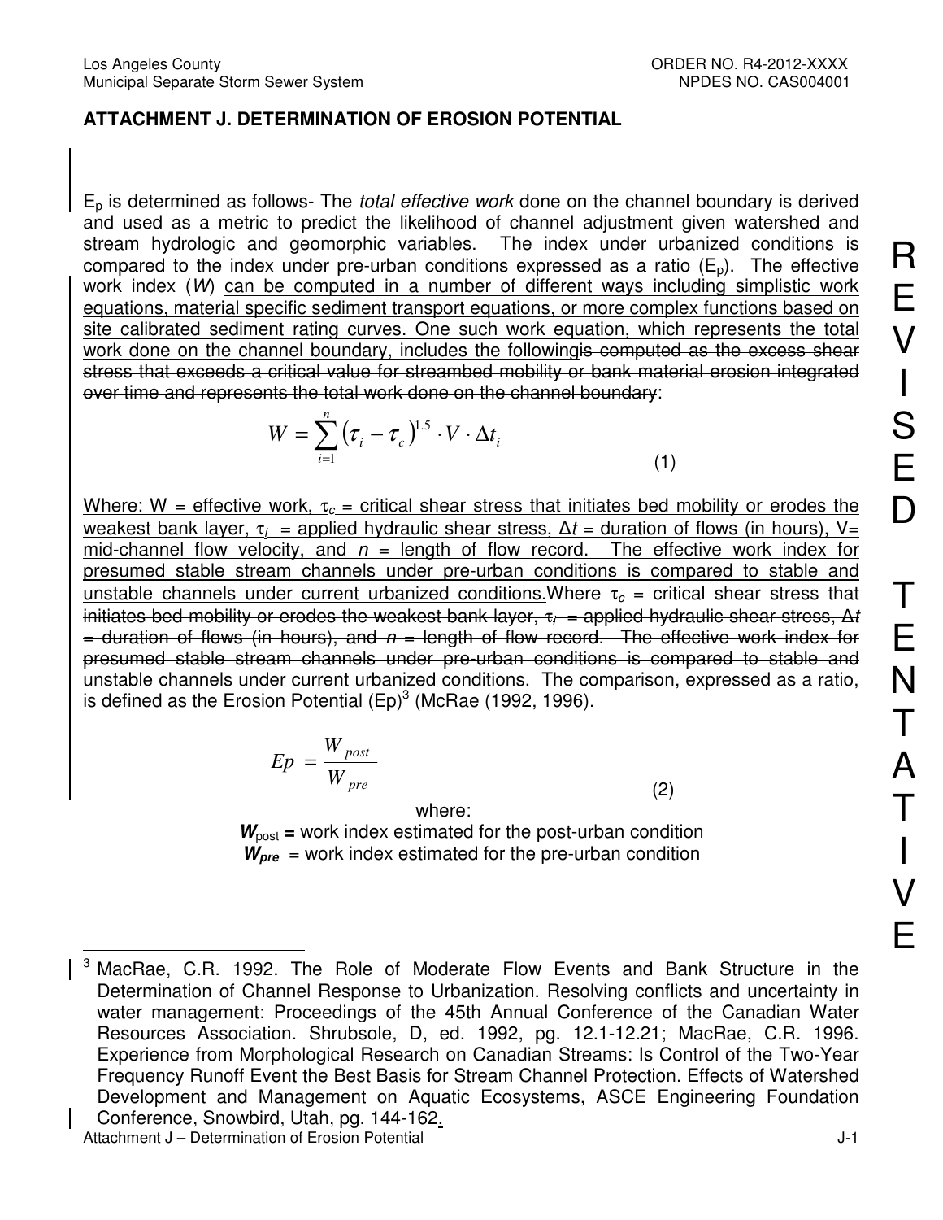# ATTACHMENT J. DETERMINATION OF EROSION POTENTIAL

$E_p$ is determined as follows- The *total effective work* done on the channel boundary is derived and used as a metric to predict the likelihood of channel adjustment given watershed and stream hydrologic and geomorphic variables. The index under urbanized conditions is compared to the index under pre-urban conditions expressed as a ratio ($E_p$). The effective work index (*W*) can be computed in a number of different ways including simplistic work equations, material specific sediment transport equations, or more complex functions based on site calibrated sediment rating curves. One such work equation, which represents the total work done on the channel boundary, includes the followingis computed as the excess shear stress that exceeds a critical value for streambed mobility or bank material erosion integrated over time and represents the total work done on the channel boundary:

$$W = \sum_{i=1}^{n} \left(\tau_i - \tau_c\right)^{1.5} \cdot V \cdot \Delta t_i \qquad (1)$$

Where: W = effective work, $\tau_c$ = critical shear stress that initiates bed mobility or erodes the weakest bank layer, $\tau_i$ = applied hydraulic shear stress, $\Delta t$ = duration of flows (in hours), V= mid-channel flow velocity, and $n$ = length of flow record. The effective work index for presumed stable stream channels under pre-urban conditions is compared to stable and unstable channels under current urbanized conditions.Where $\tau_c$ = critical shear stress that initiates bed mobility or erodes the weakest bank layer, $\tau_i$ = applied hydraulic shear stress, $\Delta t$ = duration of flows (in hours), and $n$ = length of flow record. The effective work index for presumed stable stream channels under pre-urban conditions is compared to stable and unstable channels under current urbanized conditions. The comparison, expressed as a ratio, is defined as the Erosion Potential (Ep)[3] (McRae (1992, 1996).

$$Ep = \frac{W_{post}}{W_{pre}} \qquad (2)$$

where:

$\boldsymbol{W_{post}}$ = work index estimated for the post-urban condition

$\boldsymbol{W_{pre}}$ = work index estimated for the pre-urban condition

[3] MacRae, C.R. 1992. The Role of Moderate Flow Events and Bank Structure in the Determination of Channel Response to Urbanization. Resolving conflicts and uncertainty in water management: Proceedings of the 45th Annual Conference of the Canadian Water Resources Association. Shrubsole, D, ed. 1992, pg. 12.1-12.21; MacRae, C.R. 1996. Experience from Morphological Research on Canadian Streams: Is Control of the Two-Year Frequency Runoff Event the Best Basis for Stream Channel Protection. Effects of Watershed Development and Management on Aquatic Ecosystems, ASCE Engineering Foundation Conference, Snowbird, Utah, pg. 144-162.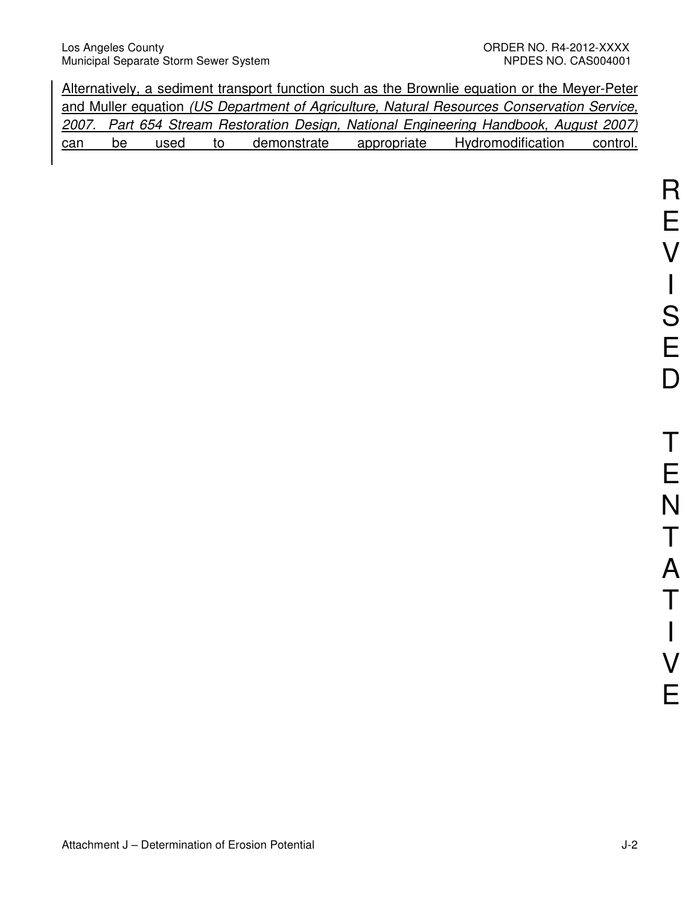Alternatively, a sediment transport function such as the Brownlie equation or the Meyer-Peter and Muller equation *(US Department of Agriculture, Natural Resources Conservation Service, 2007. Part 654 Stream Restoration Design, National Engineering Handbook, August 2007)* can be used to demonstrate appropriate Hydromodification control.

REVISED TENTATIVE